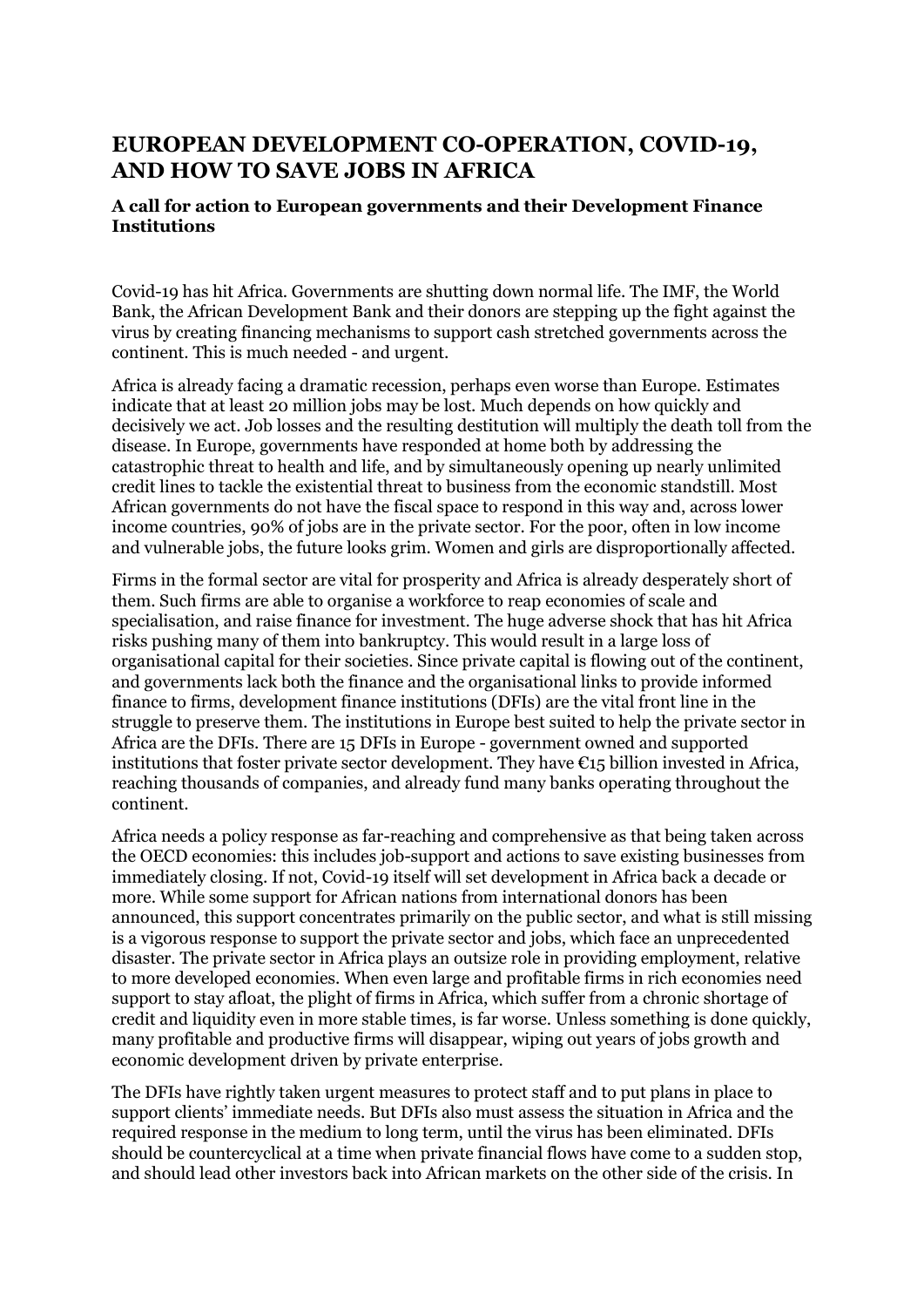# EUROPEAN DEVELOPMENT CO-OPERATION, COVID-19, AND HOW TO SAVE JOBS IN AFRICA

### A call for action to European governments and their Development Finance Institutions

Covid-19 has hit Africa. Governments are shutting down normal life. The IMF, the World Bank, the African Development Bank and their donors are stepping up the fight against the virus by creating financing mechanisms to support cash stretched governments across the continent. This is much needed - and urgent.

Africa is already facing a dramatic recession, perhaps even worse than Europe. Estimates indicate that at least 20 million jobs may be lost. Much depends on how quickly and decisively we act. Job losses and the resulting destitution will multiply the death toll from the disease. In Europe, governments have responded at home both by addressing the catastrophic threat to health and life, and by simultaneously opening up nearly unlimited credit lines to tackle the existential threat to business from the economic standstill. Most African governments do not have the fiscal space to respond in this way and, across lower income countries, 90% of jobs are in the private sector. For the poor, often in low income and vulnerable jobs, the future looks grim. Women and girls are disproportionally affected.

Firms in the formal sector are vital for prosperity and Africa is already desperately short of them. Such firms are able to organise a workforce to reap economies of scale and specialisation, and raise finance for investment. The huge adverse shock that has hit Africa risks pushing many of them into bankruptcy. This would result in a large loss of organisational capital for their societies. Since private capital is flowing out of the continent, and governments lack both the finance and the organisational links to provide informed finance to firms, development finance institutions (DFIs) are the vital front line in the struggle to preserve them. The institutions in Europe best suited to help the private sector in Africa are the DFIs. There are 15 DFIs in Europe - government owned and supported institutions that foster private sector development. They have €15 billion invested in Africa, reaching thousands of companies, and already fund many banks operating throughout the continent.

Africa needs a policy response as far-reaching and comprehensive as that being taken across the OECD economies: this includes job-support and actions to save existing businesses from immediately closing. If not, Covid-19 itself will set development in Africa back a decade or more. While some support for African nations from international donors has been announced, this support concentrates primarily on the public sector, and what is still missing is a vigorous response to support the private sector and jobs, which face an unprecedented disaster. The private sector in Africa plays an outsize role in providing employment, relative to more developed economies. When even large and profitable firms in rich economies need support to stay afloat, the plight of firms in Africa, which suffer from a chronic shortage of credit and liquidity even in more stable times, is far worse. Unless something is done quickly, many profitable and productive firms will disappear, wiping out years of jobs growth and economic development driven by private enterprise.

The DFIs have rightly taken urgent measures to protect staff and to put plans in place to support clients' immediate needs. But DFIs also must assess the situation in Africa and the required response in the medium to long term, until the virus has been eliminated. DFIs should be countercyclical at a time when private financial flows have come to a sudden stop, and should lead other investors back into African markets on the other side of the crisis. In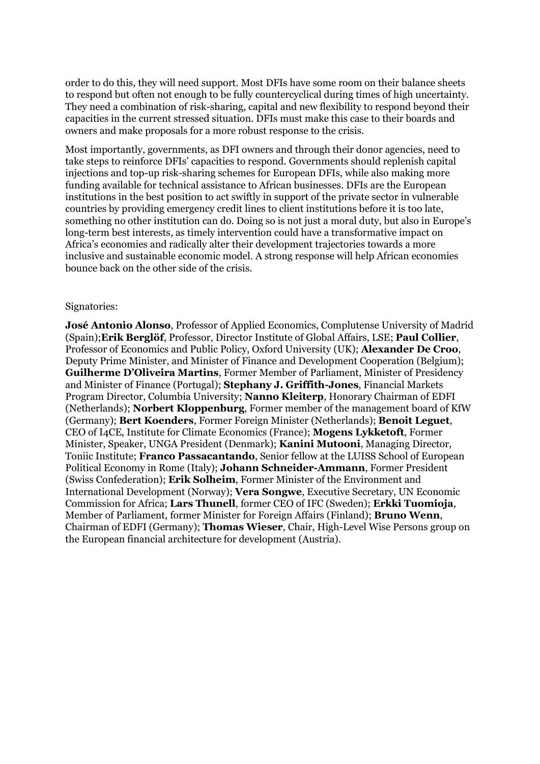order to do this, they will need support. Most DFIs have some room on their balance sheets to respond but often not enough to be fully countercyclical during times of high uncertainty. They need a combination of risk-sharing, capital and new flexibility to respond beyond their capacities in the current stressed situation. DFIs must make this case to their boards and owners and make proposals for a more robust response to the crisis.

Most importantly, governments, as DFI owners and through their donor agencies, need to take steps to reinforce DFIs' capacities to respond. Governments should replenish capital injections and top-up risk-sharing schemes for European DFIs, while also making more funding available for technical assistance to African businesses. DFIs are the European institutions in the best position to act swiftly in support of the private sector in vulnerable countries by providing emergency credit lines to client institutions before it is too late, something no other institution can do. Doing so is not just a moral duty, but also in Europe's long-term best interests, as timely intervention could have a transformative impact on Africa's economies and radically alter their development trajectories towards a more inclusive and sustainable economic model. A strong response will help African economies bounce back on the other side of the crisis.

Signatories:

**José Antonio Alonso**, Professor of Applied Economics, Complutense University of Madrid (Spain);**Erik Berglöf**, Professor, Director Institute of Global Affairs, LSE; **Paul Collier**, Professor of Economics and Public Policy, Oxford University (UK); **Alexander De Croo**, Deputy Prime Minister, and Minister of Finance and Development Cooperation (Belgium); **Guilherme D'Oliveira Martins**, Former Member of Parliament, Minister of Presidency and Minister of Finance (Portugal); **Stephany J. Griffith-Jones**, Financial Markets Program Director, Columbia University; **Nanno Kleiterp**, Honorary Chairman of EDFI (Netherlands); **Norbert Kloppenburg**, Former member of the management board of KfW (Germany); **Bert Koenders**, Former Foreign Minister (Netherlands); **Benoit Leguet**, CEO of I4CE, Institute for Climate Economics (France); **Mogens Lykketoft**, Former Minister, Speaker, UNGA President (Denmark); **Kanini Mutooni**, Managing Director, Toniic Institute; **Franco Passacantando**, Senior fellow at the LUISS School of European Political Economy in Rome (Italy); **Johann Schneider-Ammann**, Former President (Swiss Confederation); **Erik Solheim**, Former Minister of the Environment and International Development (Norway); **Vera Songwe**, Executive Secretary, UN Economic Commission for Africa; **Lars Thunell**, former CEO of IFC (Sweden); **Erkki Tuomioja**, Member of Parliament, former Minister for Foreign Affairs (Finland); **Bruno Wenn**, Chairman of EDFI (Germany); **Thomas Wieser**, Chair, High-Level Wise Persons group on the European financial architecture for development (Austria).